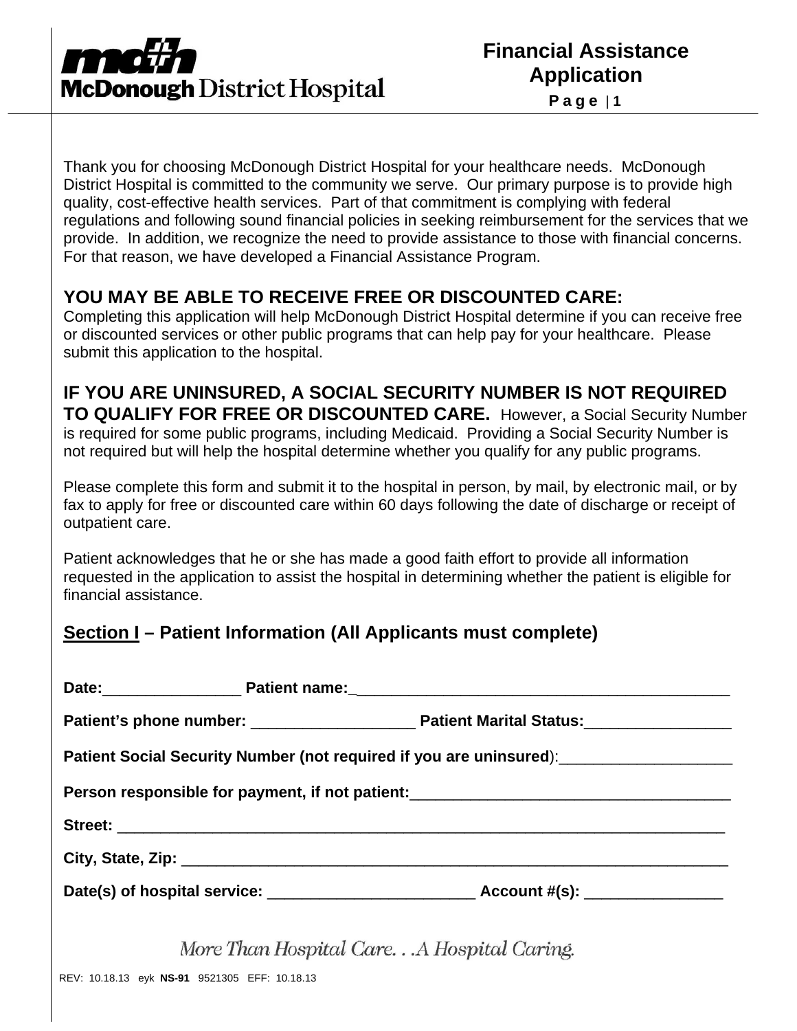# McDonough District Hospital

## Financial Assistance Application

Thank you for choosing McDonough District Hospital for your healthcare needs. McDonough District Hospital is committed to the community we serve. Our primary purpose is to provide high quality, cost-effective health services. Part of that commitment is complying with federal regulations and following sound financial policies in seeking reimbursement for the services that we provide. In addition, we recognize the need to provide assistance to those with financial concerns. For that reason, we have developed a Financial Assistance Program.

**YOU MAY BE ABLE TO RECEIVE FREE OR DISCOUNTED CARE:**
Completing this application will help McDonough District Hospital determine if you can receive free or discounted services or other public programs that can help pay for your healthcare. Please submit this application to the hospital.

**IF YOU ARE UNINSURED, A SOCIAL SECURITY NUMBER IS NOT REQUIRED TO QUALIFY FOR FREE OR DISCOUNTED CARE.** However, a Social Security Number is required for some public programs, including Medicaid. Providing a Social Security Number is not required but will help the hospital determine whether you qualify for any public programs.

Please complete this form and submit it to the hospital in person, by mail, by electronic mail, or by fax to apply for free or discounted care within 60 days following the date of discharge or receipt of outpatient care.

Patient acknowledges that he or she has made a good faith effort to provide all information requested in the application to assist the hospital in determining whether the patient is eligible for financial assistance.

## <u>Section I</u> – Patient Information (All Applicants must complete)

**Date:**________________ **Patient name:**_____________________________________________

**Patient's phone number:** ___________________ **Patient Marital Status:**_________________

**Patient Social Security Number (not required if you are uninsured)**:____________________

**Person responsible for payment, if not patient:**_____________________________________

**Street:** ________________________________________________________________________

**City, State, Zip:** ____________________________________________________________________

**Date(s) of hospital service:** ________________________ **Account #(s):** ________________

*More Than Hospital Care. . .A Hospital Caring.*

REV: 10.18.13 eyk **NS-91** 9521305 EFF: 10.18.13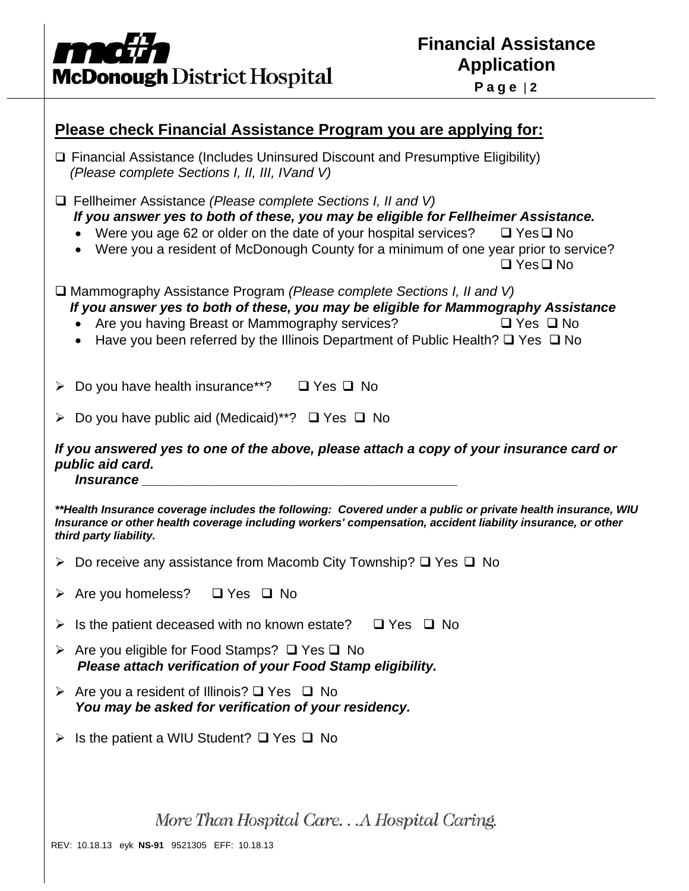## Please check Financial Assistance Program you are applying for:

- ❑ Financial Assistance (Includes Uninsured Discount and Presumptive Eligibility) *(Please complete Sections I, II, III, IVand V)*

- ❑ Fellheimer Assistance *(Please complete Sections I, II and V)*
  ***If you answer yes to both of these, you may be eligible for Fellheimer Assistance.***
  - Were you age 62 or older on the date of your hospital services? ❑ Yes ❑ No
  - Were you a resident of McDonough County for a minimum of one year prior to service? ❑ Yes ❑ No

- ❑ Mammography Assistance Program *(Please complete Sections I, II and V)*
  ***If you answer yes to both of these, you may be eligible for Mammography Assistance***
  - Are you having Breast or Mammography services? ❑ Yes ❑ No
  - Have you been referred by the Illinois Department of Public Health? ❑ Yes ❑ No

➢ Do you have health insurance**? ❑ Yes ❑ No

➢ Do you have public aid (Medicaid)**? ❑ Yes ❑ No

***If you answered yes to one of the above, please attach a copy of your insurance card or public aid card.***

***Insurance*** ___________________________________________

*****Health Insurance coverage includes the following: Covered under a public or private health insurance, WIU Insurance or other health coverage including workers' compensation, accident liability insurance, or other third party liability.***

➢ Do receive any assistance from Macomb City Township? ❑ Yes ❑ No

➢ Are you homeless? ❑ Yes ❑ No

➢ Is the patient deceased with no known estate? ❑ Yes ❑ No

➢ Are you eligible for Food Stamps? ❑ Yes ❑ No
***Please attach verification of your Food Stamp eligibility.***

➢ Are you a resident of Illinois? ❑ Yes ❑ No
***You may be asked for verification of your residency.***

➢ Is the patient a WIU Student? ❑ Yes ❑ No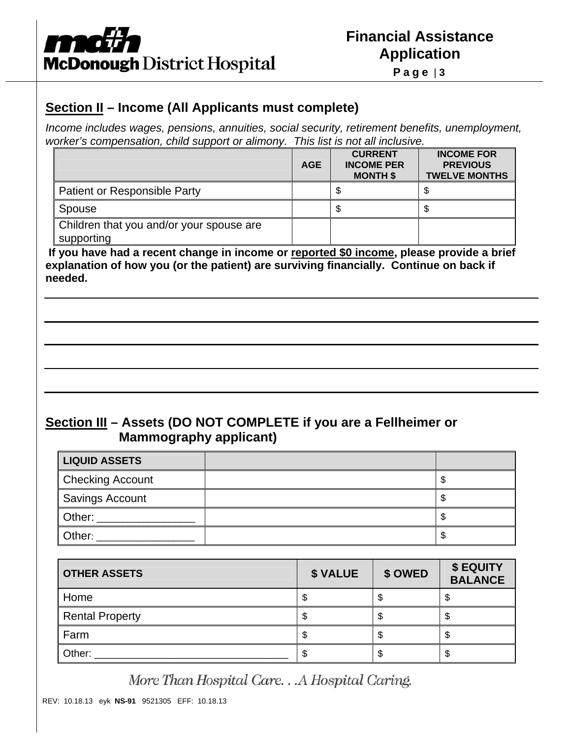## Section II – Income (All Applicants must complete)

*Income includes wages, pensions, annuities, social security, retirement benefits, unemployment, worker's compensation, child support or alimony. This list is not all inclusive.*

| | AGE | CURRENT INCOME PER MONTH $ | INCOME FOR PREVIOUS TWELVE MONTHS |
|---|---|---|---|
| Patient or Responsible Party | | $ | $ |
| Spouse | | $ | $ |
| Children that you and/or your spouse are supporting | | | |

**If you have had a recent change in income or <u>reported $0 income</u>, please provide a brief explanation of how you (or the patient) are surviving financially. Continue on back if needed.**

_______________________________________________________________________________

_______________________________________________________________________________

_______________________________________________________________________________

_______________________________________________________________________________

_______________________________________________________________________________

## Section III – Assets (DO NOT COMPLETE if you are a Fellheimer or Mammography applicant)

| LIQUID ASSETS | | |
|---|---|---|
| Checking Account | | $ |
| Savings Account | | $ |
| Other: ________________ | | $ |
| Other: ________________ | | $ |

| OTHER ASSETS | $ VALUE | $ OWED | $ EQUITY BALANCE |
|---|---|---|---|
| Home | $ | $ | $ |
| Rental Property | $ | $ | $ |
| Farm | $ | $ | $ |
| Other: ________________________________ | $ | $ | $ |

*More Than Hospital Care. . .A Hospital Caring.*

REV: 10.18.13 eyk **NS-91** 9521305 EFF: 10.18.13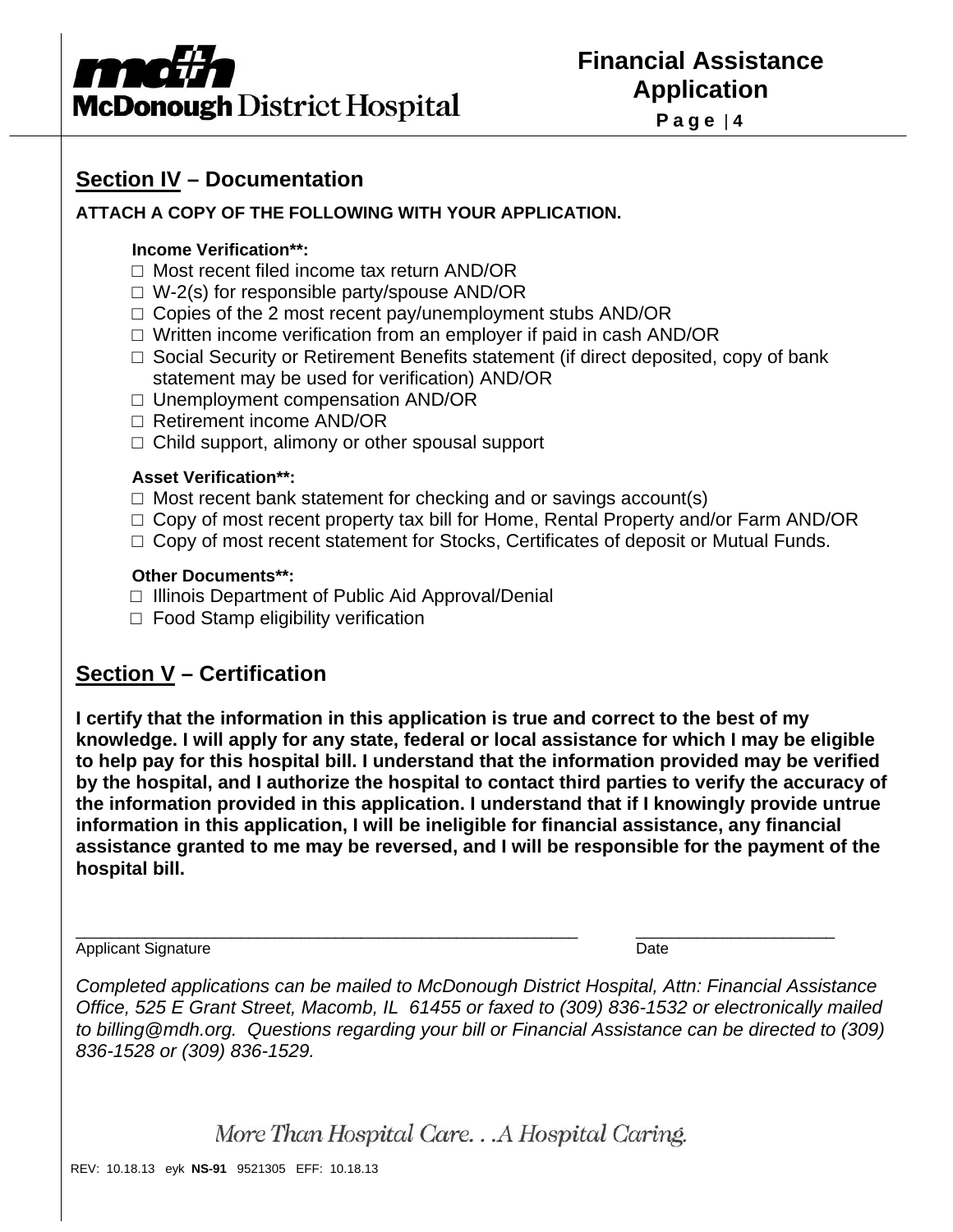## Section IV – Documentation

**ATTACH A COPY OF THE FOLLOWING WITH YOUR APPLICATION.**

**Income Verification**:**

- □ Most recent filed income tax return AND/OR
- □ W-2(s) for responsible party/spouse AND/OR
- □ Copies of the 2 most recent pay/unemployment stubs AND/OR
- □ Written income verification from an employer if paid in cash AND/OR
- □ Social Security or Retirement Benefits statement (if direct deposited, copy of bank statement may be used for verification) AND/OR
- □ Unemployment compensation AND/OR
- □ Retirement income AND/OR
- □ Child support, alimony or other spousal support

**Asset Verification**:**

- □ Most recent bank statement for checking and or savings account(s)
- □ Copy of most recent property tax bill for Home, Rental Property and/or Farm AND/OR
- □ Copy of most recent statement for Stocks, Certificates of deposit or Mutual Funds.

**Other Documents**:**

- □ Illinois Department of Public Aid Approval/Denial
- □ Food Stamp eligibility verification

## Section V – Certification

**I certify that the information in this application is true and correct to the best of my knowledge. I will apply for any state, federal or local assistance for which I may be eligible to help pay for this hospital bill. I understand that the information provided may be verified by the hospital, and I authorize the hospital to contact third parties to verify the accuracy of the information provided in this application. I understand that if I knowingly provide untrue information in this application, I will be ineligible for financial assistance, any financial assistance granted to me may be reversed, and I will be responsible for the payment of the hospital bill.**

_________________________________________________________ ______________________

Applicant Signature Date

*Completed applications can be mailed to McDonough District Hospital, Attn: Financial Assistance Office, 525 E Grant Street, Macomb, IL 61455 or faxed to (309) 836-1532 or electronically mailed to billing@mdh.org. Questions regarding your bill or Financial Assistance can be directed to (309) 836-1528 or (309) 836-1529.*

*More Than Hospital Care. . .A Hospital Caring.*

REV: 10.18.13 eyk **NS-91** 9521305 EFF: 10.18.13